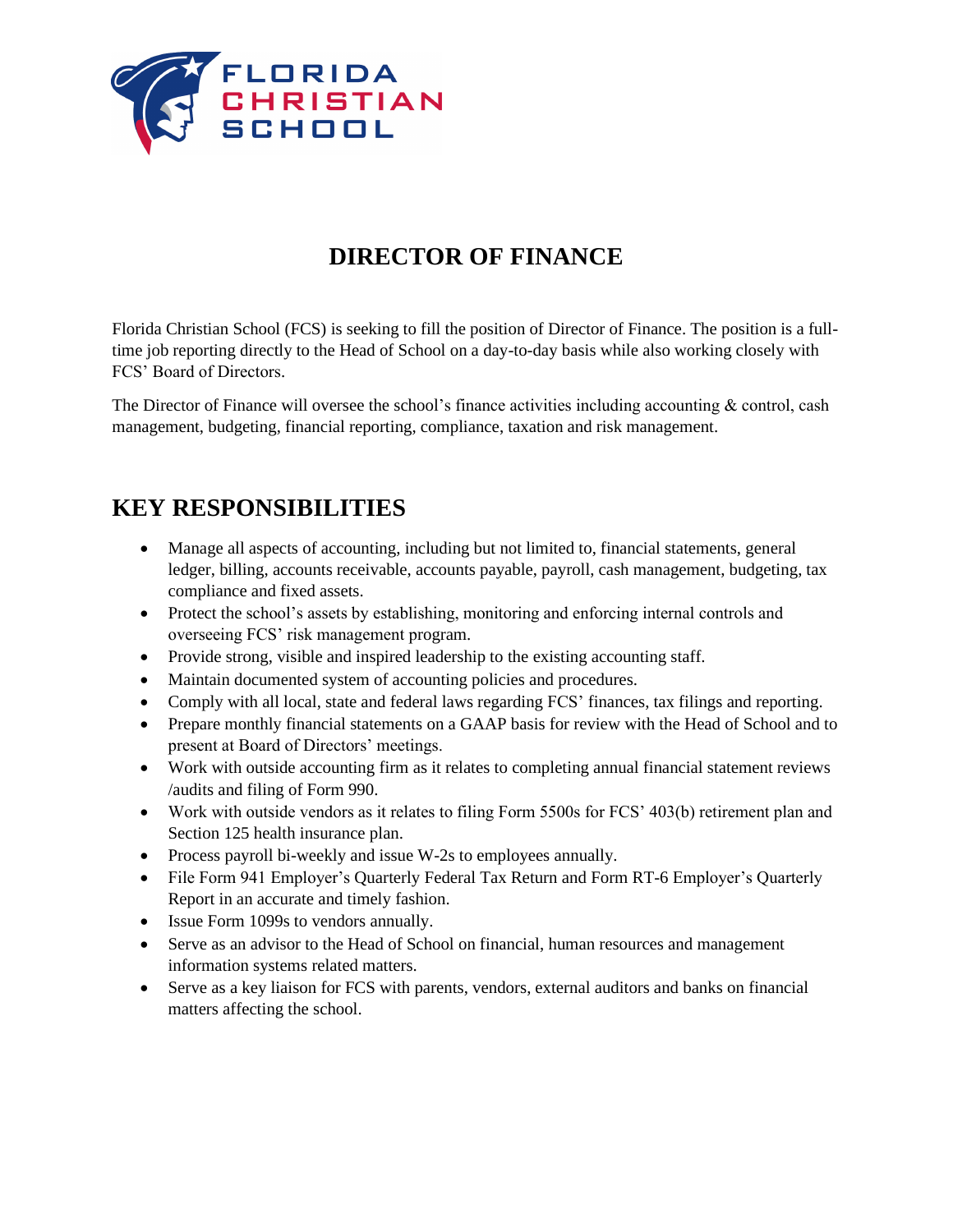# DIRECTOR OF FINANCE

Florida Christian School (FCS) is seeking to fill the position of Director of Finance. The position is a full-time job reporting directly to the Head of School on a day-to-day basis while also working closely with FCS' Board of Directors.

The Director of Finance will oversee the school's finance activities including accounting & control, cash management, budgeting, financial reporting, compliance, taxation and risk management.

## KEY RESPONSIBILITIES

- Manage all aspects of accounting, including but not limited to, financial statements, general ledger, billing, accounts receivable, accounts payable, payroll, cash management, budgeting, tax compliance and fixed assets.
- Protect the school's assets by establishing, monitoring and enforcing internal controls and overseeing FCS' risk management program.
- Provide strong, visible and inspired leadership to the existing accounting staff.
- Maintain documented system of accounting policies and procedures.
- Comply with all local, state and federal laws regarding FCS' finances, tax filings and reporting.
- Prepare monthly financial statements on a GAAP basis for review with the Head of School and to present at Board of Directors' meetings.
- Work with outside accounting firm as it relates to completing annual financial statement reviews /audits and filing of Form 990.
- Work with outside vendors as it relates to filing Form 5500s for FCS' 403(b) retirement plan and Section 125 health insurance plan.
- Process payroll bi-weekly and issue W-2s to employees annually.
- File Form 941 Employer's Quarterly Federal Tax Return and Form RT-6 Employer's Quarterly Report in an accurate and timely fashion.
- Issue Form 1099s to vendors annually.
- Serve as an advisor to the Head of School on financial, human resources and management information systems related matters.
- Serve as a key liaison for FCS with parents, vendors, external auditors and banks on financial matters affecting the school.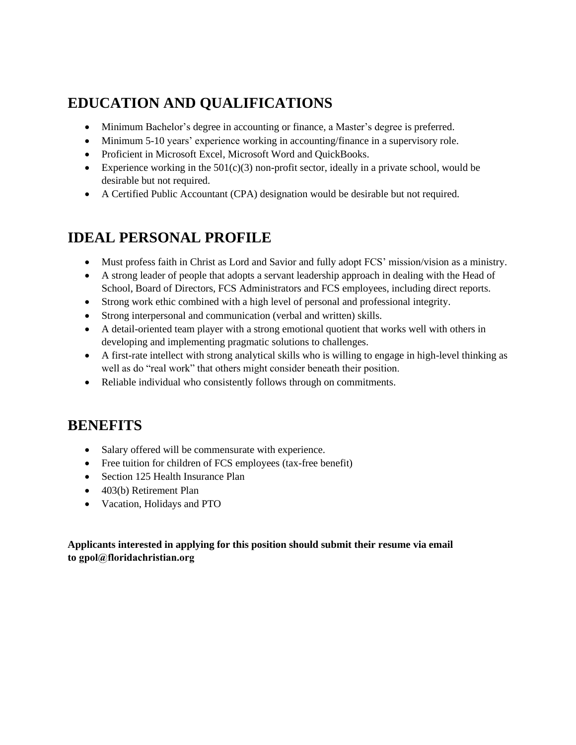## EDUCATION AND QUALIFICATIONS

- Minimum Bachelor's degree in accounting or finance, a Master's degree is preferred.
- Minimum 5-10 years' experience working in accounting/finance in a supervisory role.
- Proficient in Microsoft Excel, Microsoft Word and QuickBooks.
- Experience working in the 501(c)(3) non-profit sector, ideally in a private school, would be desirable but not required.
- A Certified Public Accountant (CPA) designation would be desirable but not required.

## IDEAL PERSONAL PROFILE

- Must profess faith in Christ as Lord and Savior and fully adopt FCS' mission/vision as a ministry.
- A strong leader of people that adopts a servant leadership approach in dealing with the Head of School, Board of Directors, FCS Administrators and FCS employees, including direct reports.
- Strong work ethic combined with a high level of personal and professional integrity.
- Strong interpersonal and communication (verbal and written) skills.
- A detail-oriented team player with a strong emotional quotient that works well with others in developing and implementing pragmatic solutions to challenges.
- A first-rate intellect with strong analytical skills who is willing to engage in high-level thinking as well as do "real work" that others might consider beneath their position.
- Reliable individual who consistently follows through on commitments.

## BENEFITS

- Salary offered will be commensurate with experience.
- Free tuition for children of FCS employees (tax-free benefit)
- Section 125 Health Insurance Plan
- 403(b) Retirement Plan
- Vacation, Holidays and PTO

**Applicants interested in applying for this position should submit their resume via email to gpol@floridachristian.org**